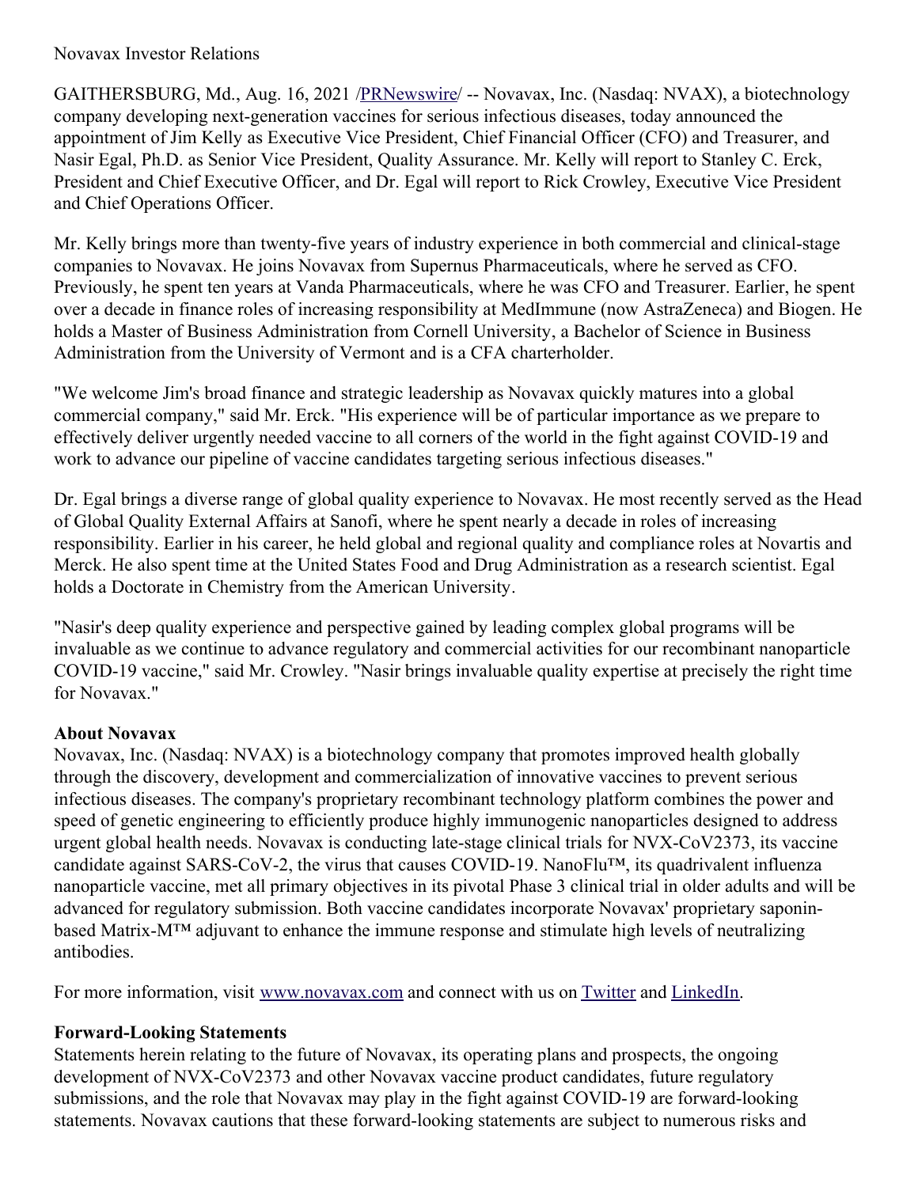Novavax Investor Relations

GAITHERSBURG, Md., Aug. 16, 2021 /[PRNewswire](http://www.prnewswire.com/)/ -- Novavax, Inc. (Nasdaq: NVAX), a biotechnology company developing next-generation vaccines for serious infectious diseases, today announced the appointment of Jim Kelly as Executive Vice President, Chief Financial Officer (CFO) and Treasurer, and Nasir Egal, Ph.D. as Senior Vice President, Quality Assurance. Mr. Kelly will report to Stanley C. Erck, President and Chief Executive Officer, and Dr. Egal will report to Rick Crowley, Executive Vice President and Chief Operations Officer.

Mr. Kelly brings more than twenty-five years of industry experience in both commercial and clinical-stage companies to Novavax. He joins Novavax from Supernus Pharmaceuticals, where he served as CFO. Previously, he spent ten years at Vanda Pharmaceuticals, where he was CFO and Treasurer. Earlier, he spent over a decade in finance roles of increasing responsibility at MedImmune (now AstraZeneca) and Biogen. He holds a Master of Business Administration from Cornell University, a Bachelor of Science in Business Administration from the University of Vermont and is a CFA charterholder.

"We welcome Jim's broad finance and strategic leadership as Novavax quickly matures into a global commercial company," said Mr. Erck. "His experience will be of particular importance as we prepare to effectively deliver urgently needed vaccine to all corners of the world in the fight against COVID-19 and work to advance our pipeline of vaccine candidates targeting serious infectious diseases."

Dr. Egal brings a diverse range of global quality experience to Novavax. He most recently served as the Head of Global Quality External Affairs at Sanofi, where he spent nearly a decade in roles of increasing responsibility. Earlier in his career, he held global and regional quality and compliance roles at Novartis and Merck. He also spent time at the United States Food and Drug Administration as a research scientist. Egal holds a Doctorate in Chemistry from the American University.

"Nasir's deep quality experience and perspective gained by leading complex global programs will be invaluable as we continue to advance regulatory and commercial activities for our recombinant nanoparticle COVID-19 vaccine," said Mr. Crowley. "Nasir brings invaluable quality expertise at precisely the right time for Novavax."

**About Novavax**

Novavax, Inc. (Nasdaq: NVAX) is a biotechnology company that promotes improved health globally through the discovery, development and commercialization of innovative vaccines to prevent serious infectious diseases. The company's proprietary recombinant technology platform combines the power and speed of genetic engineering to efficiently produce highly immunogenic nanoparticles designed to address urgent global health needs. Novavax is conducting late-stage clinical trials for NVX-CoV2373, its vaccine candidate against SARS-CoV-2, the virus that causes COVID-19. NanoFlu™, its quadrivalent influenza nanoparticle vaccine, met all primary objectives in its pivotal Phase 3 clinical trial in older adults and will be advanced for regulatory submission. Both vaccine candidates incorporate Novavax' proprietary saponin-based Matrix-M™ adjuvant to enhance the immune response and stimulate high levels of neutralizing antibodies.

For more information, visit [www.novavax.com](http://www.novavax.com) and connect with us on [Twitter](https://twitter.com/Novavax) and [LinkedIn](https://www.linkedin.com/company/novavax/).

**Forward-Looking Statements**

Statements herein relating to the future of Novavax, its operating plans and prospects, the ongoing development of NVX-CoV2373 and other Novavax vaccine product candidates, future regulatory submissions, and the role that Novavax may play in the fight against COVID-19 are forward-looking statements. Novavax cautions that these forward-looking statements are subject to numerous risks and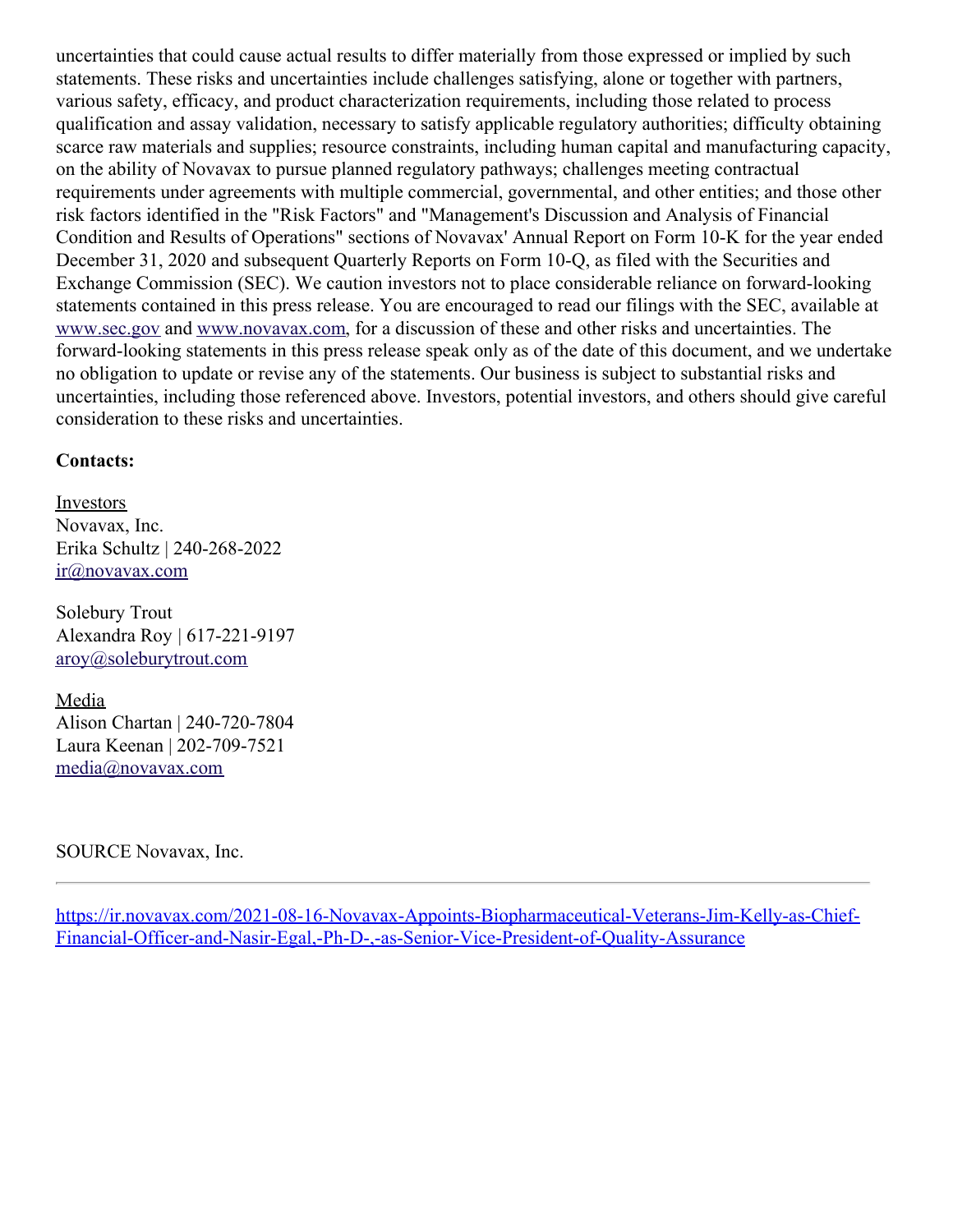uncertainties that could cause actual results to differ materially from those expressed or implied by such statements. These risks and uncertainties include challenges satisfying, alone or together with partners, various safety, efficacy, and product characterization requirements, including those related to process qualification and assay validation, necessary to satisfy applicable regulatory authorities; difficulty obtaining scarce raw materials and supplies; resource constraints, including human capital and manufacturing capacity, on the ability of Novavax to pursue planned regulatory pathways; challenges meeting contractual requirements under agreements with multiple commercial, governmental, and other entities; and those other risk factors identified in the "Risk Factors" and "Management's Discussion and Analysis of Financial Condition and Results of Operations" sections of Novavax' Annual Report on Form 10-K for the year ended December 31, 2020 and subsequent Quarterly Reports on Form 10-Q, as filed with the Securities and Exchange Commission (SEC). We caution investors not to place considerable reliance on forward-looking statements contained in this press release. You are encouraged to read our filings with the SEC, available at www.sec.gov and www.novavax.com, for a discussion of these and other risks and uncertainties. The forward-looking statements in this press release speak only as of the date of this document, and we undertake no obligation to update or revise any of the statements. Our business is subject to substantial risks and uncertainties, including those referenced above. Investors, potential investors, and others should give careful consideration to these risks and uncertainties.

**Contacts:**

Investors
Novavax, Inc.
Erika Schultz | 240-268-2022
ir@novavax.com

Solebury Trout
Alexandra Roy | 617-221-9197
aroy@soleburytrout.com

Media
Alison Chartan | 240-720-7804
Laura Keenan | 202-709-7521
media@novavax.com

SOURCE Novavax, Inc.

---

https://ir.novavax.com/2021-08-16-Novavax-Appoints-Biopharmaceutical-Veterans-Jim-Kelly-as-Chief-Financial-Officer-and-Nasir-Egal,-Ph-D-,-as-Senior-Vice-President-of-Quality-Assurance